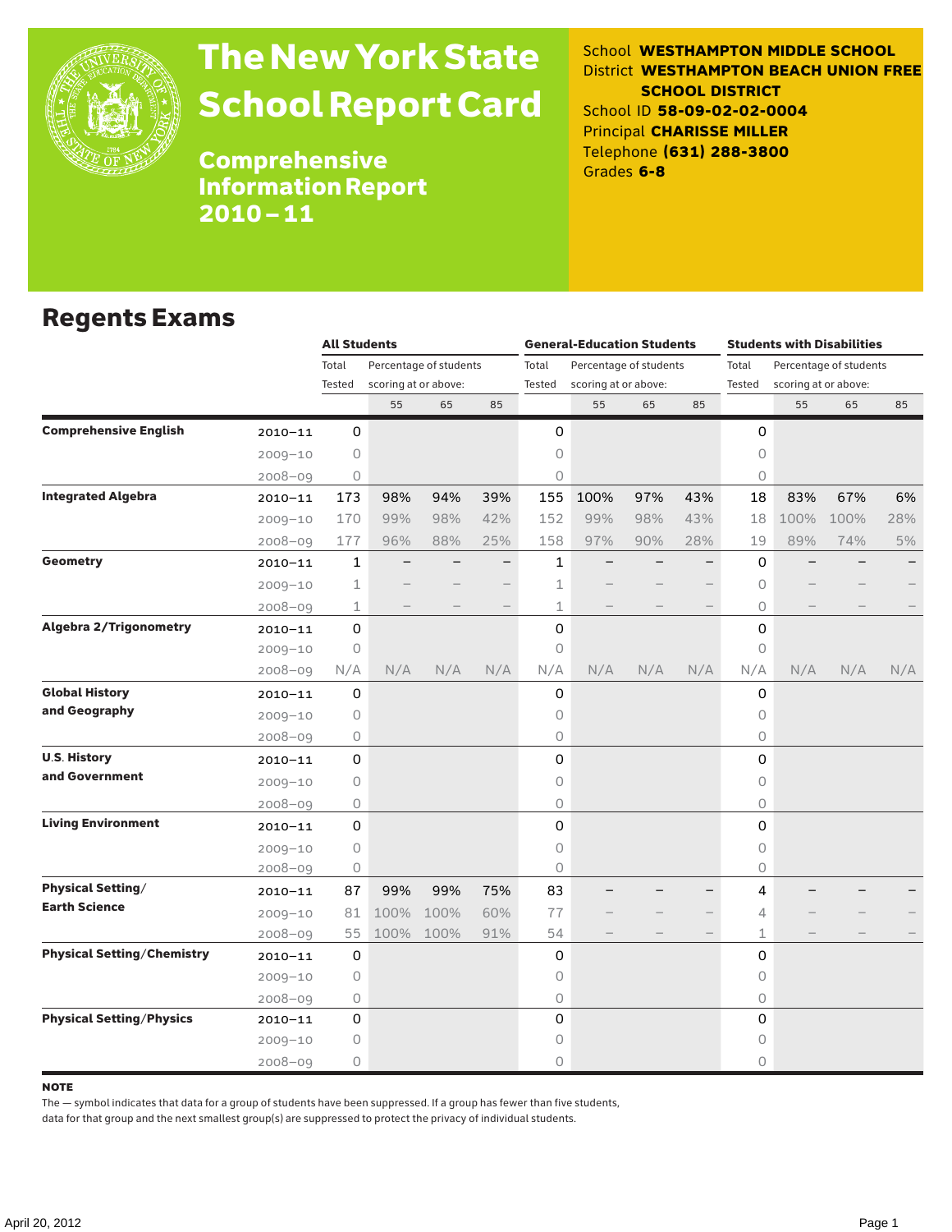# The New York State School Report Card

## Comprehensive Information Report 2010 – 11

School **WESTHAMPTON MIDDLE SCHOOL**
District **WESTHAMPTON BEACH UNION FREE SCHOOL DISTRICT**
School ID **58-09-02-02-0004**
Principal **CHARISSE MILLER**
Telephone **(631) 288-3800**
Grades **6-8**

## Regents Exams

| | | All Students | | | | General-Education Students | | | | Students with Disabilities | | | |
|---|---|---|---|---|---|---|---|---|---|---|---|---|---|
| | | Total Tested | Percentage of students scoring at or above: | | | Total Tested | Percentage of students scoring at or above: | | | Total Tested | Percentage of students scoring at or above: | | |
| | | | 55 | 65 | 85 | | 55 | 65 | 85 | | 55 | 65 | 85 |
| **Comprehensive English** | 2010–11 | 0 | | | | 0 | | | | 0 | | | |
| | 2009–10 | 0 | | | | 0 | | | | 0 | | | |
| | 2008–09 | 0 | | | | 0 | | | | 0 | | | |
| **Integrated Algebra** | 2010–11 | 173 | 98% | 94% | 39% | 155 | 100% | 97% | 43% | 18 | 83% | 67% | 6% |
| | 2009–10 | 170 | 99% | 98% | 42% | 152 | 99% | 98% | 43% | 18 | 100% | 100% | 28% |
| | 2008–09 | 177 | 96% | 88% | 25% | 158 | 97% | 90% | 28% | 19 | 89% | 74% | 5% |
| **Geometry** | 2010–11 | 1 | – | – | – | 1 | – | – | – | 0 | – | – | – |
| | 2009–10 | 1 | – | – | – | 1 | – | – | – | 0 | – | – | – |
| | 2008–09 | 1 | – | – | – | 1 | – | – | – | 0 | – | – | – |
| **Algebra 2/Trigonometry** | 2010–11 | 0 | | | | 0 | | | | 0 | | | |
| | 2009–10 | 0 | | | | 0 | | | | 0 | | | |
| | 2008–09 | N/A | N/A | N/A | N/A | N/A | N/A | N/A | N/A | N/A | N/A | N/A | N/A |
| **Global History and Geography** | 2010–11 | 0 | | | | 0 | | | | 0 | | | |
| | 2009–10 | 0 | | | | 0 | | | | 0 | | | |
| | 2008–09 | 0 | | | | 0 | | | | 0 | | | |
| **U.S. History and Government** | 2010–11 | 0 | | | | 0 | | | | 0 | | | |
| | 2009–10 | 0 | | | | 0 | | | | 0 | | | |
| | 2008–09 | 0 | | | | 0 | | | | 0 | | | |
| **Living Environment** | 2010–11 | 0 | | | | 0 | | | | 0 | | | |
| | 2009–10 | 0 | | | | 0 | | | | 0 | | | |
| | 2008–09 | 0 | | | | 0 | | | | 0 | | | |
| **Physical Setting/ Earth Science** | 2010–11 | 87 | 99% | 99% | 75% | 83 | – | – | – | 4 | – | – | – |
| | 2009–10 | 81 | 100% | 100% | 60% | 77 | – | – | – | 4 | – | – | – |
| | 2008–09 | 55 | 100% | 100% | 91% | 54 | – | – | – | 1 | – | – | – |
| **Physical Setting/Chemistry** | 2010–11 | 0 | | | | 0 | | | | 0 | | | |
| | 2009–10 | 0 | | | | 0 | | | | 0 | | | |
| | 2008–09 | 0 | | | | 0 | | | | 0 | | | |
| **Physical Setting/Physics** | 2010–11 | 0 | | | | 0 | | | | 0 | | | |
| | 2009–10 | 0 | | | | 0 | | | | 0 | | | |
| | 2008–09 | 0 | | | | 0 | | | | 0 | | | |

**NOTE**

The — symbol indicates that data for a group of students have been suppressed. If a group has fewer than five students, data for that group and the next smallest group(s) are suppressed to protect the privacy of individual students.

April 20, 2012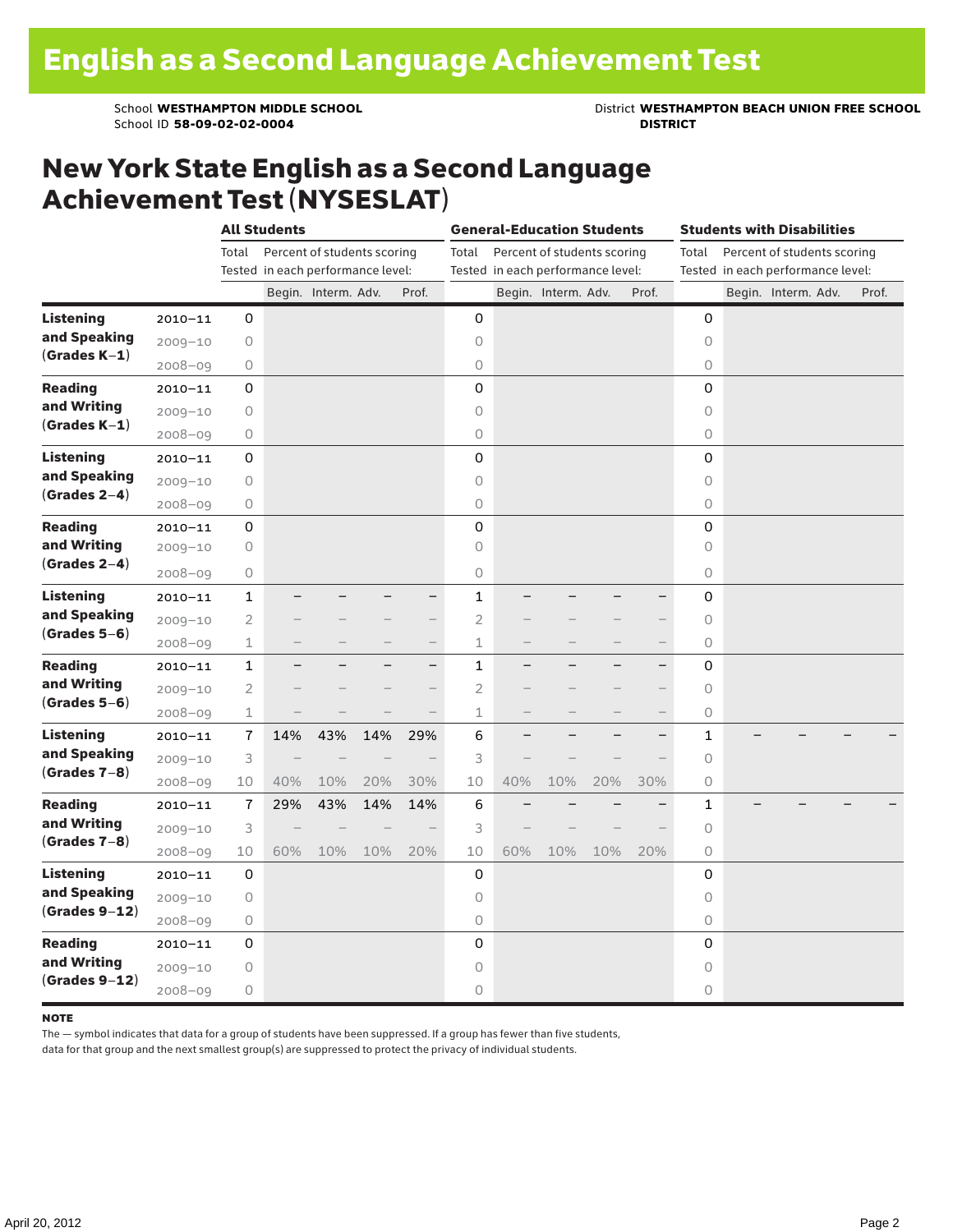# English as a Second Language Achievement Test

School **WESTHAMPTON MIDDLE SCHOOL**
School ID **58-09-02-02-0004**

District **WESTHAMPTON BEACH UNION FREE SCHOOL DISTRICT**

## New York State English as a Second Language Achievement Test (NYSESLAT)

| | | All Students | | | | | General-Education Students | | | | | Students with Disabilities | | | | |
|---|---|---|---|---|---|---|---|---|---|---|---|---|---|---|---|---|
| | | Total Tested | Percent of students scoring in each performance level: | | | | Total Tested | Percent of students scoring in each performance level: | | | | Total Tested | Percent of students scoring in each performance level: | | | |
| | | | Begin. | Interm. | Adv. | Prof. | | Begin. | Interm. | Adv. | Prof. | | Begin. | Interm. | Adv. | Prof. |
| **Listening and Speaking (Grades K–1)** | 2010–11 | 0 | | | | | 0 | | | | | 0 | | | | |
| | 2009–10 | 0 | | | | | 0 | | | | | 0 | | | | |
| | 2008–09 | 0 | | | | | 0 | | | | | 0 | | | | |
| **Reading and Writing (Grades K–1)** | 2010–11 | 0 | | | | | 0 | | | | | 0 | | | | |
| | 2009–10 | 0 | | | | | 0 | | | | | 0 | | | | |
| | 2008–09 | 0 | | | | | 0 | | | | | 0 | | | | |
| **Listening and Speaking (Grades 2–4)** | 2010–11 | 0 | | | | | 0 | | | | | 0 | | | | |
| | 2009–10 | 0 | | | | | 0 | | | | | 0 | | | | |
| | 2008–09 | 0 | | | | | 0 | | | | | 0 | | | | |
| **Reading and Writing (Grades 2–4)** | 2010–11 | 0 | | | | | 0 | | | | | 0 | | | | |
| | 2009–10 | 0 | | | | | 0 | | | | | 0 | | | | |
| | 2008–09 | 0 | | | | | 0 | | | | | 0 | | | | |
| **Listening and Speaking (Grades 5–6)** | 2010–11 | 1 | – | – | – | – | 1 | – | – | – | – | 0 | | | | |
| | 2009–10 | 2 | – | – | – | – | 2 | – | – | – | – | 0 | | | | |
| | 2008–09 | 1 | – | – | – | – | 1 | – | – | – | – | 0 | | | | |
| **Reading and Writing (Grades 5–6)** | 2010–11 | 1 | – | – | – | – | 1 | – | – | – | – | 0 | | | | |
| | 2009–10 | 2 | – | – | – | – | 2 | – | – | – | – | 0 | | | | |
| | 2008–09 | 1 | – | – | – | – | 1 | – | – | – | – | 0 | | | | |
| **Listening and Speaking (Grades 7–8)** | 2010–11 | 7 | 14% | 43% | 14% | 29% | 6 | – | – | – | – | 1 | – | – | – | – |
| | 2009–10 | 3 | – | – | – | – | 3 | – | – | – | – | 0 | | | | |
| | 2008–09 | 10 | 40% | 10% | 20% | 30% | 10 | 40% | 10% | 20% | 30% | 0 | | | | |
| **Reading and Writing (Grades 7–8)** | 2010–11 | 7 | 29% | 43% | 14% | 14% | 6 | – | – | – | – | 1 | – | – | – | – |
| | 2009–10 | 3 | – | – | – | – | 3 | – | – | – | – | 0 | | | | |
| | 2008–09 | 10 | 60% | 10% | 10% | 20% | 10 | 60% | 10% | 10% | 20% | 0 | | | | |
| **Listening and Speaking (Grades 9–12)** | 2010–11 | 0 | | | | | 0 | | | | | 0 | | | | |
| | 2009–10 | 0 | | | | | 0 | | | | | 0 | | | | |
| | 2008–09 | 0 | | | | | 0 | | | | | 0 | | | | |
| **Reading and Writing (Grades 9–12)** | 2010–11 | 0 | | | | | 0 | | | | | 0 | | | | |
| | 2009–10 | 0 | | | | | 0 | | | | | 0 | | | | |
| | 2008–09 | 0 | | | | | 0 | | | | | 0 | | | | |

**NOTE**

The — symbol indicates that data for a group of students have been suppressed. If a group has fewer than five students, data for that group and the next smallest group(s) are suppressed to protect the privacy of individual students.

April 20, 2012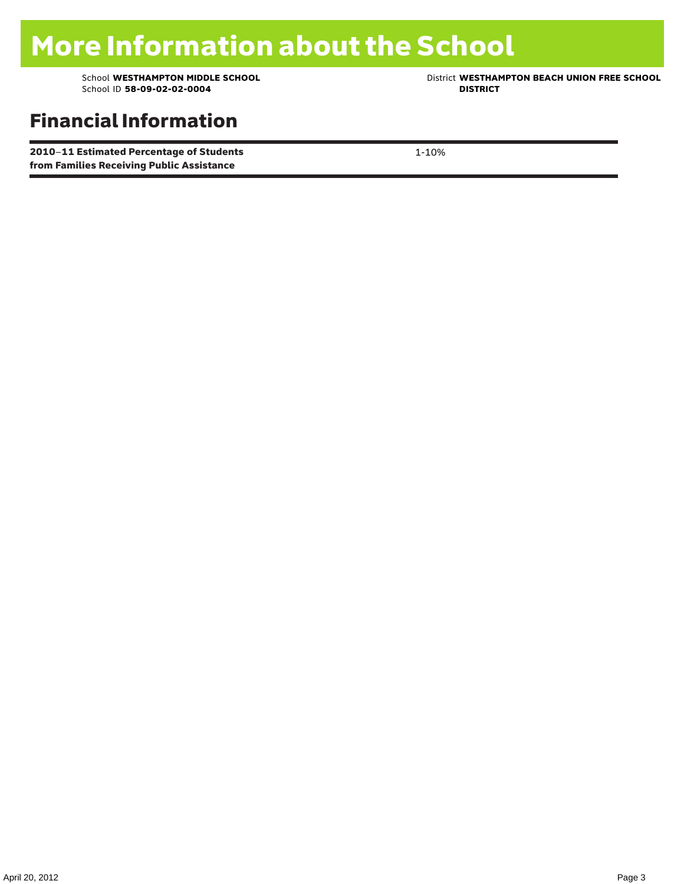# More Information about the School

School **WESTHAMPTON MIDDLE SCHOOL**
School ID **58-09-02-02-0004**

District **WESTHAMPTON BEACH UNION FREE SCHOOL DISTRICT**

## Financial Information

| | |
|---|---|
| **2010–11 Estimated Percentage of Students from Families Receiving Public Assistance** | 1-10% |